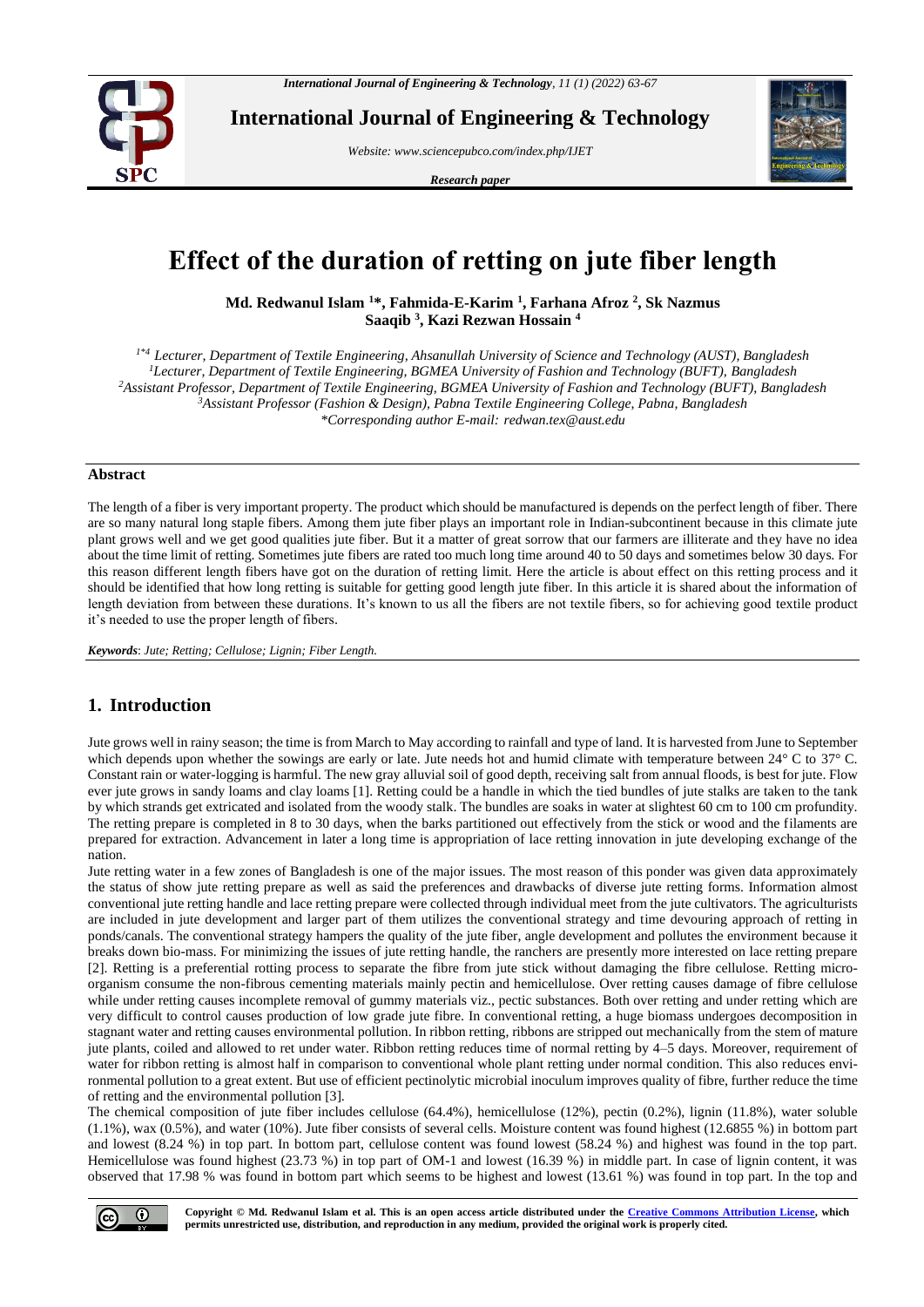# Effect of the duration of retting on jute fiber length

**Md. Redwanul Islam [1]*, Fahmida-E-Karim [1], Farhana Afroz [2], Sk Nazmus Saaqib [3], Kazi Rezwan Hossain [4]**

[1*4] Lecturer, Department of Textile Engineering, Ahsanullah University of Science and Technology (AUST), Bangladesh
[1]Lecturer, Department of Textile Engineering, BGMEA University of Fashion and Technology (BUFT), Bangladesh
[2]Assistant Professor, Department of Textile Engineering, BGMEA University of Fashion and Technology (BUFT), Bangladesh
[3]Assistant Professor (Fashion & Design), Pabna Textile Engineering College, Pabna, Bangladesh
*Corresponding author E-mail: redwan.tex@aust.edu

## Abstract

The length of a fiber is very important property. The product which should be manufactured is depends on the perfect length of fiber. There are so many natural long staple fibers. Among them jute fiber plays an important role in Indian-subcontinent because in this climate jute plant grows well and we get good qualities jute fiber. But it a matter of great sorrow that our farmers are illiterate and they have no idea about the time limit of retting. Sometimes jute fibers are rated too much long time around 40 to 50 days and sometimes below 30 days. For this reason different length fibers have got on the duration of retting limit. Here the article is about effect on this retting process and it should be identified that how long retting is suitable for getting good length jute fiber. In this article it is shared about the information of length deviation from between these durations. It's known to us all the fibers are not textile fibers, so for achieving good textile product it's needed to use the proper length of fibers.

*Keywords*: *Jute; Retting; Cellulose; Lignin; Fiber Length.*

## 1. Introduction

Jute grows well in rainy season; the time is from March to May according to rainfall and type of land. It is harvested from June to September which depends upon whether the sowings are early or late. Jute needs hot and humid climate with temperature between 24° C to 37° C. Constant rain or water-logging is harmful. The new gray alluvial soil of good depth, receiving salt from annual floods, is best for jute. Flow ever jute grows in sandy loams and clay loams [1]. Retting could be a handle in which the tied bundles of jute stalks are taken to the tank by which strands get extricated and isolated from the woody stalk. The bundles are soaks in water at slightest 60 cm to 100 cm profundity. The retting prepare is completed in 8 to 30 days, when the barks partitioned out effectively from the stick or wood and the filaments are prepared for extraction. Advancement in later a long time is appropriation of lace retting innovation in jute developing exchange of the nation.

Jute retting water in a few zones of Bangladesh is one of the major issues. The most reason of this ponder was given data approximately the status of show jute retting prepare as well as said the preferences and drawbacks of diverse jute retting forms. Information almost conventional jute retting handle and lace retting prepare were collected through individual meet from the jute cultivators. The agriculturists are included in jute development and larger part of them utilizes the conventional strategy and time devouring approach of retting in ponds/canals. The conventional strategy hampers the quality of the jute fiber, angle development and pollutes the environment because it breaks down bio-mass. For minimizing the issues of jute retting handle, the ranchers are presently more interested on lace retting prepare [2]. Retting is a preferential rotting process to separate the fibre from jute stick without damaging the fibre cellulose. Retting micro-organism consume the non-fibrous cementing materials mainly pectin and hemicellulose. Over retting causes damage of fibre cellulose while under retting causes incomplete removal of gummy materials viz., pectic substances. Both over retting and under retting which are very difficult to control causes production of low grade jute fibre. In conventional retting, a huge biomass undergoes decomposition in stagnant water and retting causes environmental pollution. In ribbon retting, ribbons are stripped out mechanically from the stem of mature jute plants, coiled and allowed to ret under water. Ribbon retting reduces time of normal retting by 4–5 days. Moreover, requirement of water for ribbon retting is almost half in comparison to conventional whole plant retting under normal condition. This also reduces environmental pollution to a great extent. But use of efficient pectinolytic microbial inoculum improves quality of fibre, further reduce the time of retting and the environmental pollution [3].

The chemical composition of jute fiber includes cellulose (64.4%), hemicellulose (12%), pectin (0.2%), lignin (11.8%), water soluble (1.1%), wax (0.5%), and water (10%). Jute fiber consists of several cells. Moisture content was found highest (12.6855 %) in bottom part and lowest (8.24 %) in top part. In bottom part, cellulose content was found lowest (58.24 %) and highest was found in the top part. Hemicellulose was found highest (23.73 %) in top part of OM-1 and lowest (16.39 %) in middle part. In case of lignin content, it was observed that 17.98 % was found in bottom part which seems to be highest and lowest (13.61 %) was found in top part. In the top and

**Copyright © Md. Redwanul Islam et al. This is an open access article distributed under the Creative Commons Attribution License, which permits unrestricted use, distribution, and reproduction in any medium, provided the original work is properly cited.**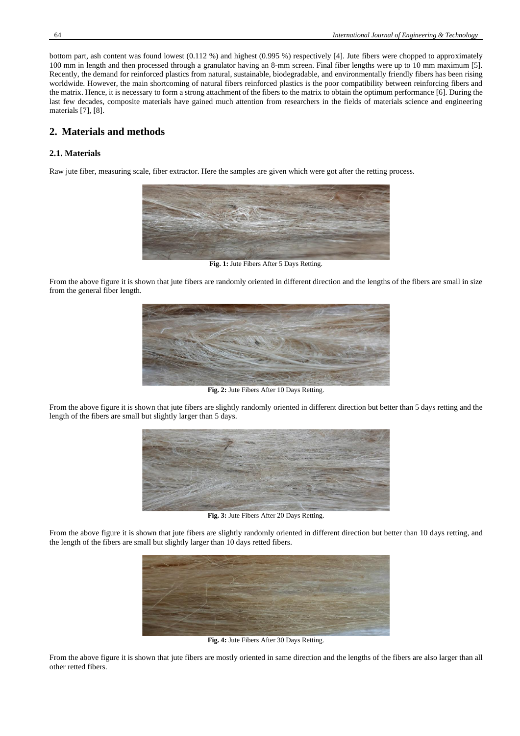bottom part, ash content was found lowest (0.112 %) and highest (0.995 %) respectively [4]. Jute fibers were chopped to approximately 100 mm in length and then processed through a granulator having an 8-mm screen. Final fiber lengths were up to 10 mm maximum [5]. Recently, the demand for reinforced plastics from natural, sustainable, biodegradable, and environmentally friendly fibers has been rising worldwide. However, the main shortcoming of natural fibers reinforced plastics is the poor compatibility between reinforcing fibers and the matrix. Hence, it is necessary to form a strong attachment of the fibers to the matrix to obtain the optimum performance [6]. During the last few decades, composite materials have gained much attention from researchers in the fields of materials science and engineering materials [7], [8].

## 2. Materials and methods

### 2.1. Materials

Raw jute fiber, measuring scale, fiber extractor. Here the samples are given which were got after the retting process.

**Fig. 1:** Jute Fibers After 5 Days Retting.

From the above figure it is shown that jute fibers are randomly oriented in different direction and the lengths of the fibers are small in size from the general fiber length.

**Fig. 2:** Jute Fibers After 10 Days Retting.

From the above figure it is shown that jute fibers are slightly randomly oriented in different direction but better than 5 days retting and the length of the fibers are small but slightly larger than 5 days.

**Fig. 3:** Jute Fibers After 20 Days Retting.

From the above figure it is shown that jute fibers are slightly randomly oriented in different direction but better than 10 days retting, and the length of the fibers are small but slightly larger than 10 days retted fibers.

**Fig. 4:** Jute Fibers After 30 Days Retting.

From the above figure it is shown that jute fibers are mostly oriented in same direction and the lengths of the fibers are also larger than all other retted fibers.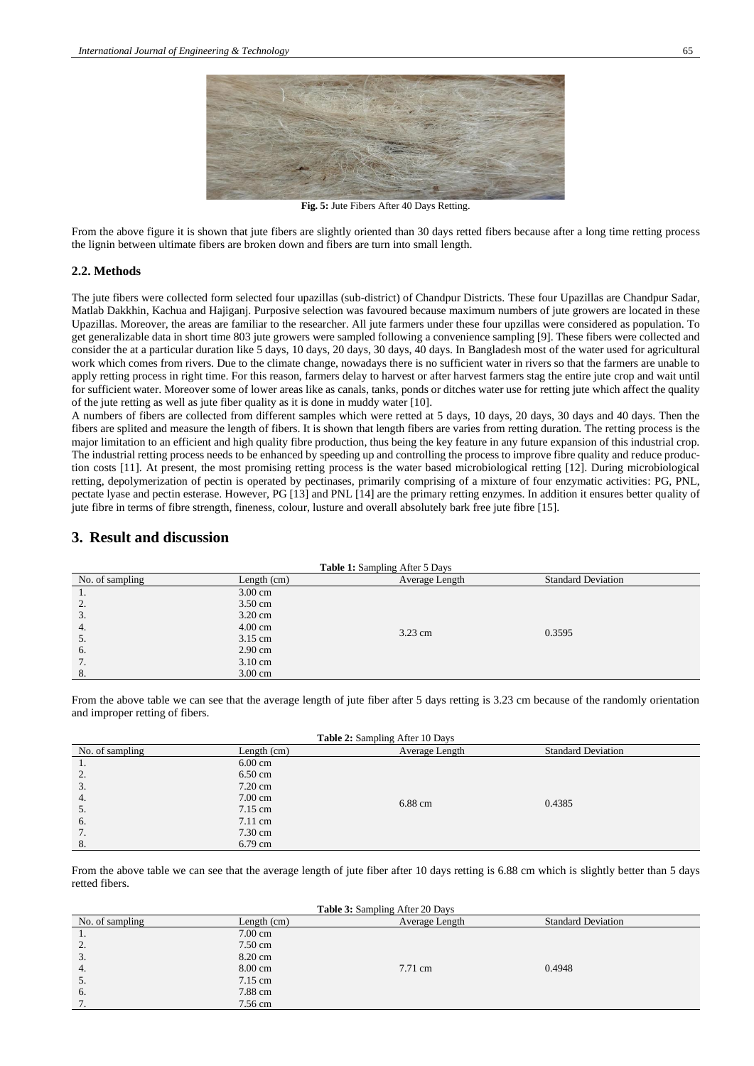Fig. 5: Jute Fibers After 40 Days Retting.

From the above figure it is shown that jute fibers are slightly oriented than 30 days retted fibers because after a long time retting process the lignin between ultimate fibers are broken down and fibers are turn into small length.

### 2.2. Methods

The jute fibers were collected form selected four upazillas (sub-district) of Chandpur Districts. These four Upazillas are Chandpur Sadar, Matlab Dakkhin, Kachua and Hajiganj. Purposive selection was favoured because maximum numbers of jute growers are located in these Upazillas. Moreover, the areas are familiar to the researcher. All jute farmers under these four upzillas were considered as population. To get generalizable data in short time 803 jute growers were sampled following a convenience sampling [9]. These fibers were collected and consider the at a particular duration like 5 days, 10 days, 20 days, 30 days, 40 days. In Bangladesh most of the water used for agricultural work which comes from rivers. Due to the climate change, nowadays there is no sufficient water in rivers so that the farmers are unable to apply retting process in right time. For this reason, farmers delay to harvest or after harvest farmers stag the entire jute crop and wait until for sufficient water. Moreover some of lower areas like as canals, tanks, ponds or ditches water use for retting jute which affect the quality of the jute retting as well as jute fiber quality as it is done in muddy water [10].

A numbers of fibers are collected from different samples which were retted at 5 days, 10 days, 20 days, 30 days and 40 days. Then the fibers are splited and measure the length of fibers. It is shown that length fibers are varies from retting duration. The retting process is the major limitation to an efficient and high quality fibre production, thus being the key feature in any future expansion of this industrial crop. The industrial retting process needs to be enhanced by speeding up and controlling the process to improve fibre quality and reduce production costs [11]. At present, the most promising retting process is the water based microbiological retting [12]. During microbiological retting, depolymerization of pectin is operated by pectinases, primarily comprising of a mixture of four enzymatic activities: PG, PNL, pectate lyase and pectin esterase. However, PG [13] and PNL [14] are the primary retting enzymes. In addition it ensures better quality of jute fibre in terms of fibre strength, fineness, colour, lusture and overall absolutely bark free jute fibre [15].

## 3. Result and discussion

**Table 1:** Sampling After 5 Days

| No. of sampling | Length (cm) | Average Length | Standard Deviation |
|---|---|---|---|
| 1. | 3.00 cm | 3.23 cm | 0.3595 |
| 2. | 3.50 cm | | |
| 3. | 3.20 cm | | |
| 4. | 4.00 cm | | |
| 5. | 3.15 cm | | |
| 6. | 2.90 cm | | |
| 7. | 3.10 cm | | |
| 8. | 3.00 cm | | |

From the above table we can see that the average length of jute fiber after 5 days retting is 3.23 cm because of the randomly orientation and improper retting of fibers.

**Table 2:** Sampling After 10 Days

| No. of sampling | Length (cm) | Average Length | Standard Deviation |
|---|---|---|---|
| 1. | 6.00 cm | 6.88 cm | 0.4385 |
| 2. | 6.50 cm | | |
| 3. | 7.20 cm | | |
| 4. | 7.00 cm | | |
| 5. | 7.15 cm | | |
| 6. | 7.11 cm | | |
| 7. | 7.30 cm | | |
| 8. | 6.79 cm | | |

From the above table we can see that the average length of jute fiber after 10 days retting is 6.88 cm which is slightly better than 5 days retted fibers.

**Table 3:** Sampling After 20 Days

| No. of sampling | Length (cm) | Average Length | Standard Deviation |
|---|---|---|---|
| 1. | 7.00 cm | 7.71 cm | 0.4948 |
| 2. | 7.50 cm | | |
| 3. | 8.20 cm | | |
| 4. | 8.00 cm | | |
| 5. | 7.15 cm | | |
| 6. | 7.88 cm | | |
| 7. | 7.56 cm | | |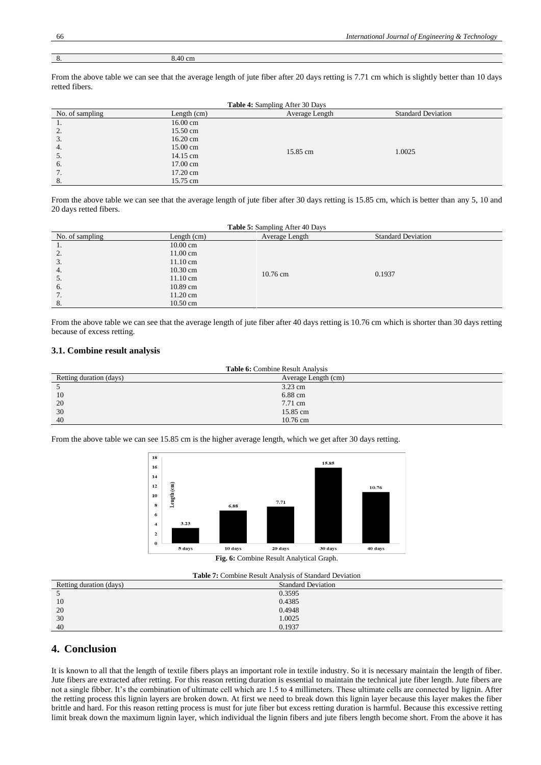| 8. | 8.40 cm |
|---|---|

From the above table we can see that the average length of jute fiber after 20 days retting is 7.71 cm which is slightly better than 10 days retted fibers.

**Table 4:** Sampling After 30 Days

| No. of sampling | Length (cm) | Average Length | Standard Deviation |
|---|---|---|---|
| 1. | 16.00 cm | 15.85 cm | 1.0025 |
| 2. | 15.50 cm | | |
| 3. | 16.20 cm | | |
| 4. | 15.00 cm | | |
| 5. | 14.15 cm | | |
| 6. | 17.00 cm | | |
| 7. | 17.20 cm | | |
| 8. | 15.75 cm | | |

From the above table we can see that the average length of jute fiber after 30 days retting is 15.85 cm, which is better than any 5, 10 and 20 days retted fibers.

**Table 5:** Sampling After 40 Days

| No. of sampling | Length (cm) | Average Length | Standard Deviation |
|---|---|---|---|
| 1. | 10.00 cm | 10.76 cm | 0.1937 |
| 2. | 11.00 cm | | |
| 3. | 11.10 cm | | |
| 4. | 10.30 cm | | |
| 5. | 11.10 cm | | |
| 6. | 10.89 cm | | |
| 7. | 11.20 cm | | |
| 8. | 10.50 cm | | |

From the above table we can see that the average length of jute fiber after 40 days retting is 10.76 cm which is shorter than 30 days retting because of excess retting.

### 3.1. Combine result analysis

**Table 6:** Combine Result Analysis

| Retting duration (days) | Average Length (cm) |
|---|---|
| 5 | 3.23 cm |
| 10 | 6.88 cm |
| 20 | 7.71 cm |
| 30 | 15.85 cm |
| 40 | 10.76 cm |

From the above table we can see 15.85 cm is the higher average length, which we get after 30 days retting.

**Fig. 6:** Combine Result Analytical Graph.

**Table 7:** Combine Result Analysis of Standard Deviation

| Retting duration (days) | Standard Deviation |
|---|---|
| 5 | 0.3595 |
| 10 | 0.4385 |
| 20 | 0.4948 |
| 30 | 1.0025 |
| 40 | 0.1937 |

## 4. Conclusion

It is known to all that the length of textile fibers plays an important role in textile industry. So it is necessary maintain the length of fiber. Jute fibers are extracted after retting. For this reason retting duration is essential to maintain the technical jute fiber length. Jute fibers are not a single fibber. It's the combination of ultimate cell which are 1.5 to 4 millimeters. These ultimate cells are connected by lignin. After the retting process this lignin layers are broken down. At first we need to break down this lignin layer because this layer makes the fiber brittle and hard. For this reason retting process is must for jute fiber but excess retting duration is harmful. Because this excessive retting limit break down the maximum lignin layer, which individual the lignin fibers and jute fibers length become short. From the above it has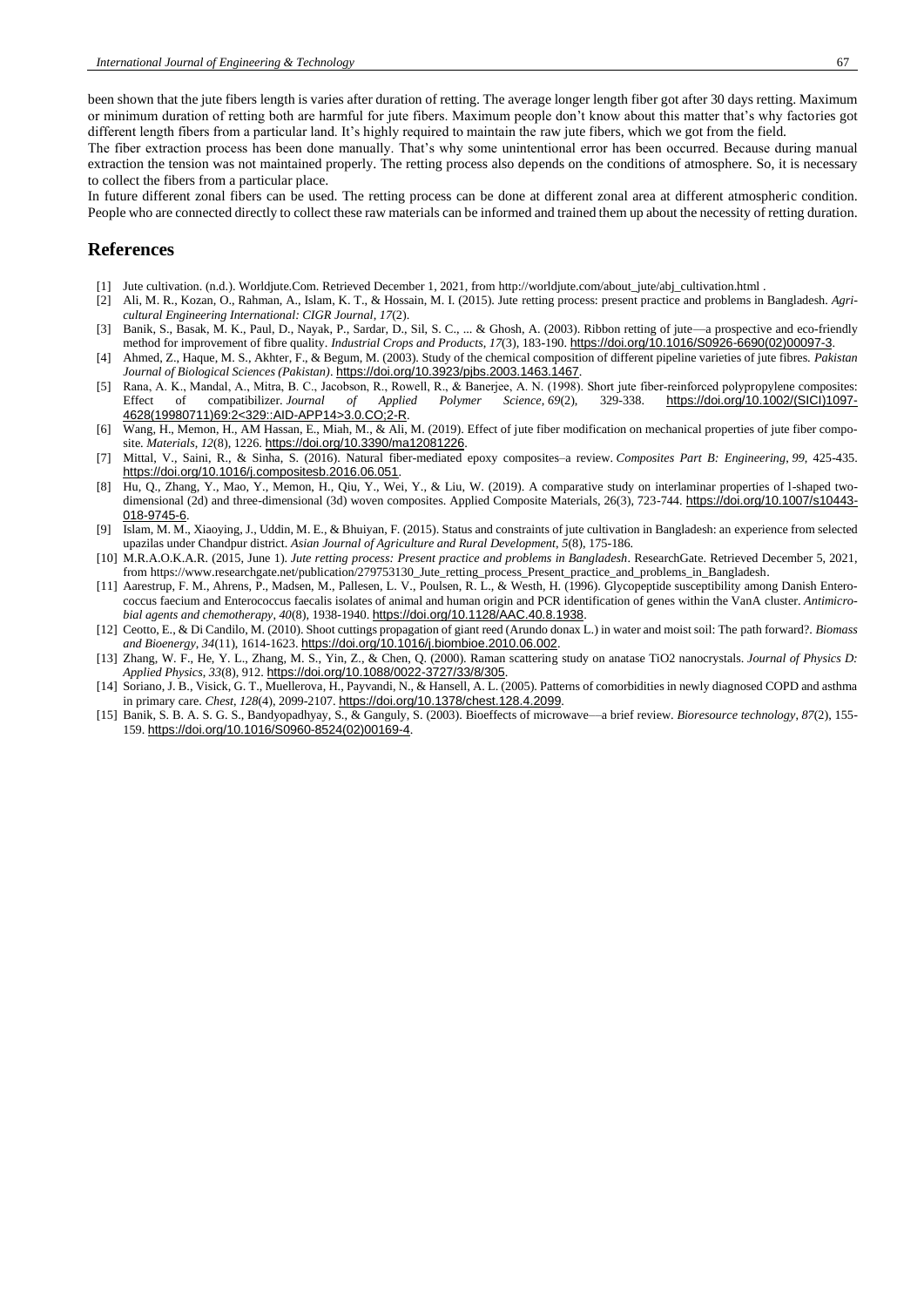been shown that the jute fibers length is varies after duration of retting. The average longer length fiber got after 30 days retting. Maximum or minimum duration of retting both are harmful for jute fibers. Maximum people don't know about this matter that's why factories got different length fibers from a particular land. It's highly required to maintain the raw jute fibers, which we got from the field.

The fiber extraction process has been done manually. That's why some unintentional error has been occurred. Because during manual extraction the tension was not maintained properly. The retting process also depends on the conditions of atmosphere. So, it is necessary to collect the fibers from a particular place.

In future different zonal fibers can be used. The retting process can be done at different zonal area at different atmospheric condition. People who are connected directly to collect these raw materials can be informed and trained them up about the necessity of retting duration.

## References

[1] Jute cultivation. (n.d.). Worldjute.Com. Retrieved December 1, 2021, from http://worldjute.com/about_jute/abj_cultivation.html .

[2] Ali, M. R., Kozan, O., Rahman, A., Islam, K. T., & Hossain, M. I. (2015). Jute retting process: present practice and problems in Bangladesh. *Agricultural Engineering International: CIGR Journal*, *17*(2).

[3] Banik, S., Basak, M. K., Paul, D., Nayak, P., Sardar, D., Sil, S. C., ... & Ghosh, A. (2003). Ribbon retting of jute—a prospective and eco-friendly method for improvement of fibre quality. *Industrial Crops and Products*, *17*(3), 183-190. https://doi.org/10.1016/S0926-6690(02)00097-3.

[4] Ahmed, Z., Haque, M. S., Akhter, F., & Begum, M. (2003). Study of the chemical composition of different pipeline varieties of jute fibres. *Pakistan Journal of Biological Sciences (Pakistan)*. https://doi.org/10.3923/pjbs.2003.1463.1467.

[5] Rana, A. K., Mandal, A., Mitra, B. C., Jacobson, R., Rowell, R., & Banerjee, A. N. (1998). Short jute fiber-reinforced polypropylene composites: Effect of compatibilizer. *Journal of Applied Polymer Science*, *69*(2), 329-338. https://doi.org/10.1002/(SICI)1097-4628(19980711)69:2<329::AID-APP14>3.0.CO;2-R.

[6] Wang, H., Memon, H., AM Hassan, E., Miah, M., & Ali, M. (2019). Effect of jute fiber modification on mechanical properties of jute fiber composite. *Materials*, *12*(8), 1226. https://doi.org/10.3390/ma12081226.

[7] Mittal, V., Saini, R., & Sinha, S. (2016). Natural fiber-mediated epoxy composites–a review. *Composites Part B: Engineering*, *99*, 425-435. https://doi.org/10.1016/j.compositesb.2016.06.051.

[8] Hu, Q., Zhang, Y., Mao, Y., Memon, H., Qiu, Y., Wei, Y., & Liu, W. (2019). A comparative study on interlaminar properties of l-shaped two-dimensional (2d) and three-dimensional (3d) woven composites. Applied Composite Materials, 26(3), 723-744. https://doi.org/10.1007/s10443-018-9745-6.

[9] Islam, M. M., Xiaoying, J., Uddin, M. E., & Bhuiyan, F. (2015). Status and constraints of jute cultivation in Bangladesh: an experience from selected upazilas under Chandpur district. *Asian Journal of Agriculture and Rural Development*, *5*(8), 175-186.

[10] M.R.A.O.K.A.R. (2015, June 1). *Jute retting process: Present practice and problems in Bangladesh*. ResearchGate. Retrieved December 5, 2021, from https://www.researchgate.net/publication/279753130_Jute_retting_process_Present_practice_and_problems_in_Bangladesh.

[11] Aarestrup, F. M., Ahrens, P., Madsen, M., Pallesen, L. V., Poulsen, R. L., & Westh, H. (1996). Glycopeptide susceptibility among Danish Enterococcus faecium and Enterococcus faecalis isolates of animal and human origin and PCR identification of genes within the VanA cluster. *Antimicrobial agents and chemotherapy*, *40*(8), 1938-1940. https://doi.org/10.1128/AAC.40.8.1938.

[12] Ceotto, E., & Di Candilo, M. (2010). Shoot cuttings propagation of giant reed (Arundo donax L.) in water and moist soil: The path forward?. *Biomass and Bioenergy*, *34*(11), 1614-1623. https://doi.org/10.1016/j.biombioe.2010.06.002.

[13] Zhang, W. F., He, Y. L., Zhang, M. S., Yin, Z., & Chen, Q. (2000). Raman scattering study on anatase TiO2 nanocrystals. *Journal of Physics D: Applied Physics*, *33*(8), 912. https://doi.org/10.1088/0022-3727/33/8/305.

[14] Soriano, J. B., Visick, G. T., Muellerova, H., Payvandi, N., & Hansell, A. L. (2005). Patterns of comorbidities in newly diagnosed COPD and asthma in primary care. *Chest*, *128*(4), 2099-2107. https://doi.org/10.1378/chest.128.4.2099.

[15] Banik, S. B. A. S. G. S., Bandyopadhyay, S., & Ganguly, S. (2003). Bioeffects of microwave—a brief review. *Bioresource technology*, *87*(2), 155-159. https://doi.org/10.1016/S0960-8524(02)00169-4.